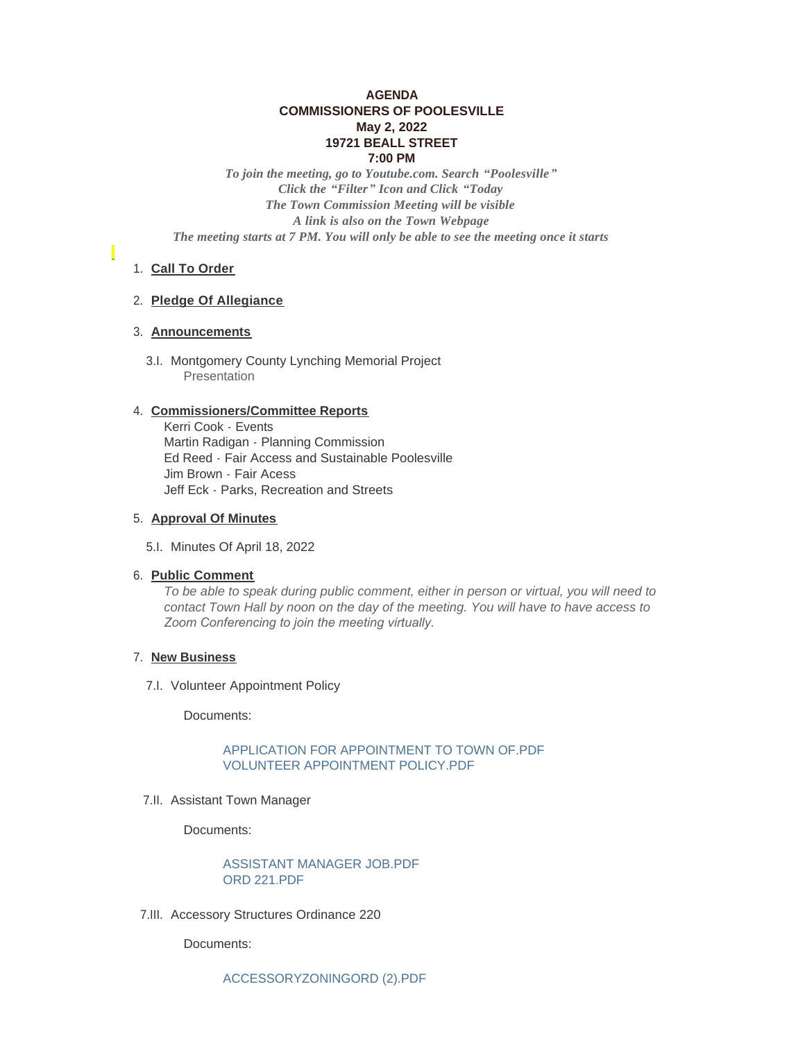**AGENDA**
**COMMISSIONERS OF POOLESVILLE**
**May 2, 2022**
**19721 BEALL STREET**
**7:00 PM**

*To join the meeting, go to Youtube.com. Search "Poolesville"*
*Click the "Filter" Icon and Click "Today*
*The Town Commission Meeting will be visible*
*A link is also on the Town Webpage*
*The meeting starts at 7 PM. You will only be able to see the meeting once it starts*

1. **Call To Order**

2. **Pledge Of Allegiance**

3. **Announcements**

   3.I. Montgomery County Lynching Memorial Project
   Presentation

4. **Commissioners/Committee Reports**
   Kerri Cook - Events
   Martin Radigan - Planning Commission
   Ed Reed - Fair Access and Sustainable Poolesville
   Jim Brown - Fair Acess
   Jeff Eck - Parks, Recreation and Streets

5. **Approval Of Minutes**

   5.I. Minutes Of April 18, 2022

6. **Public Comment**
   *To be able to speak during public comment, either in person or virtual, you will need to contact Town Hall by noon on the day of the meeting. You will have to have access to Zoom Conferencing to join the meeting virtually.*

7. **New Business**

   7.I. Volunteer Appointment Policy

   Documents:

   APPLICATION FOR APPOINTMENT TO TOWN OF.PDF
   VOLUNTEER APPOINTMENT POLICY.PDF

   7.II. Assistant Town Manager

   Documents:

   ASSISTANT MANAGER JOB.PDF
   ORD 221.PDF

   7.III. Accessory Structures Ordinance 220

   Documents:

   ACCESSORYZONINGORD (2).PDF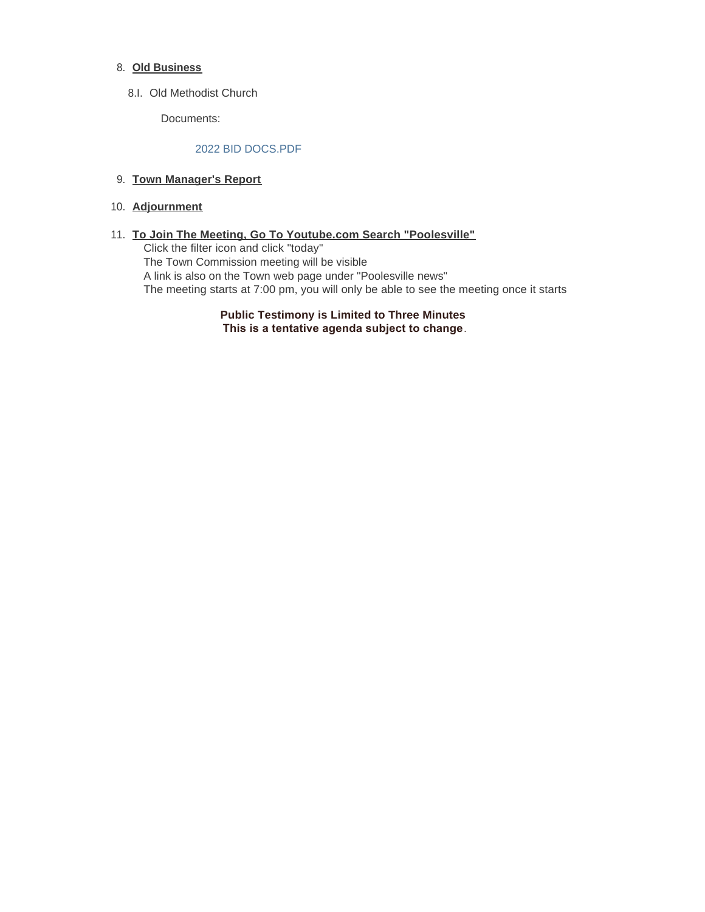8. **Old Business**

   8.I. Old Methodist Church

   Documents:

   2022 BID DOCS.PDF

9. **Town Manager's Report**

10. **Adjournment**

11. **To Join The Meeting, Go To Youtube.com Search "Poolesville"**
    Click the filter icon and click "today"
    The Town Commission meeting will be visible
    A link is also on the Town web page under "Poolesville news"
    The meeting starts at 7:00 pm, you will only be able to see the meeting once it starts

**Public Testimony is Limited to Three Minutes**
**This is a tentative agenda subject to change**.